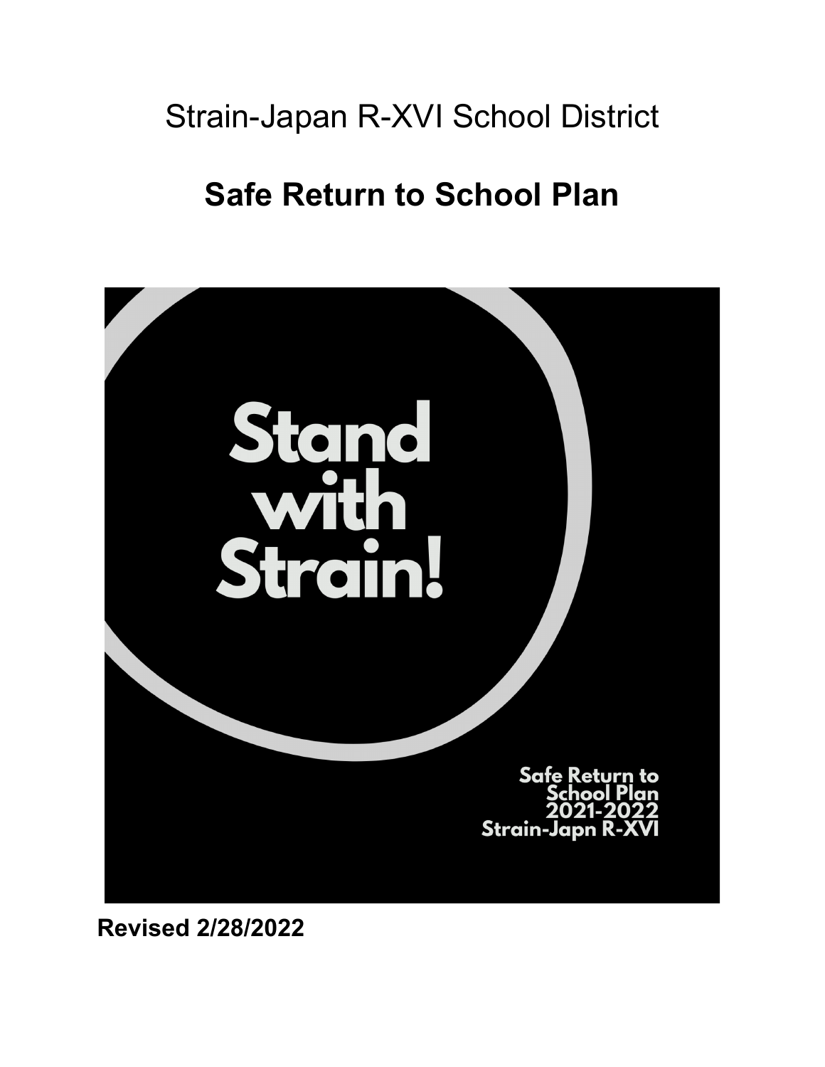# Strain-Japan R-XVI School District

## Safe Return to School Plan

Stand with Strain!

Safe Return to School Plan 2021-2022 Strain-Japn R-XVI

**Revised 2/28/2022**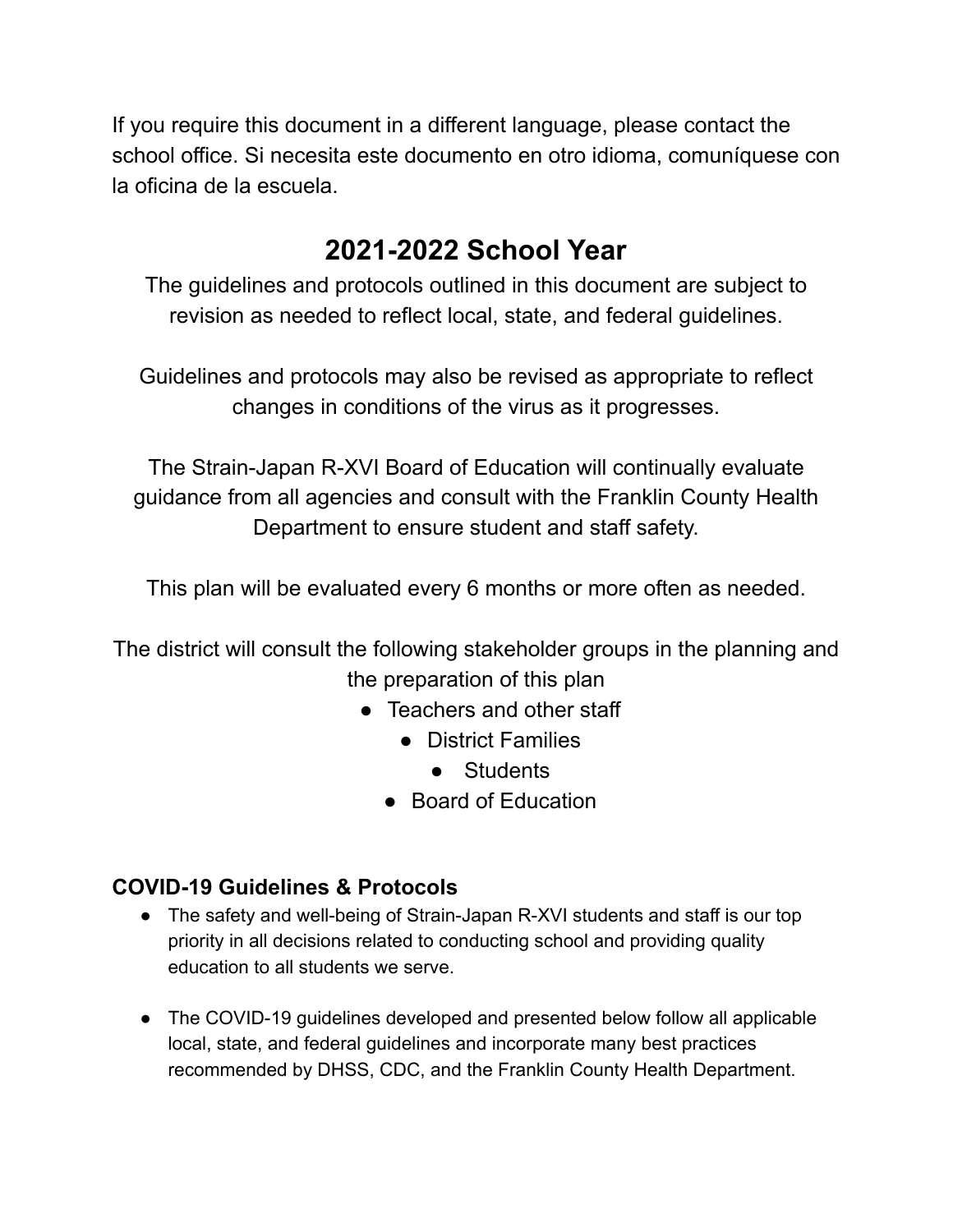If you require this document in a different language, please contact the school office. Si necesita este documento en otro idioma, comuníquese con la oficina de la escuela.

# 2021-2022 School Year

The guidelines and protocols outlined in this document are subject to revision as needed to reflect local, state, and federal guidelines.

Guidelines and protocols may also be revised as appropriate to reflect changes in conditions of the virus as it progresses.

The Strain-Japan R-XVI Board of Education will continually evaluate guidance from all agencies and consult with the Franklin County Health Department to ensure student and staff safety.

This plan will be evaluated every 6 months or more often as needed.

The district will consult the following stakeholder groups in the planning and the preparation of this plan

- Teachers and other staff
- District Families
- Students
- Board of Education

### COVID-19 Guidelines & Protocols

- The safety and well-being of Strain-Japan R-XVI students and staff is our top priority in all decisions related to conducting school and providing quality education to all students we serve.

- The COVID-19 guidelines developed and presented below follow all applicable local, state, and federal guidelines and incorporate many best practices recommended by DHSS, CDC, and the Franklin County Health Department.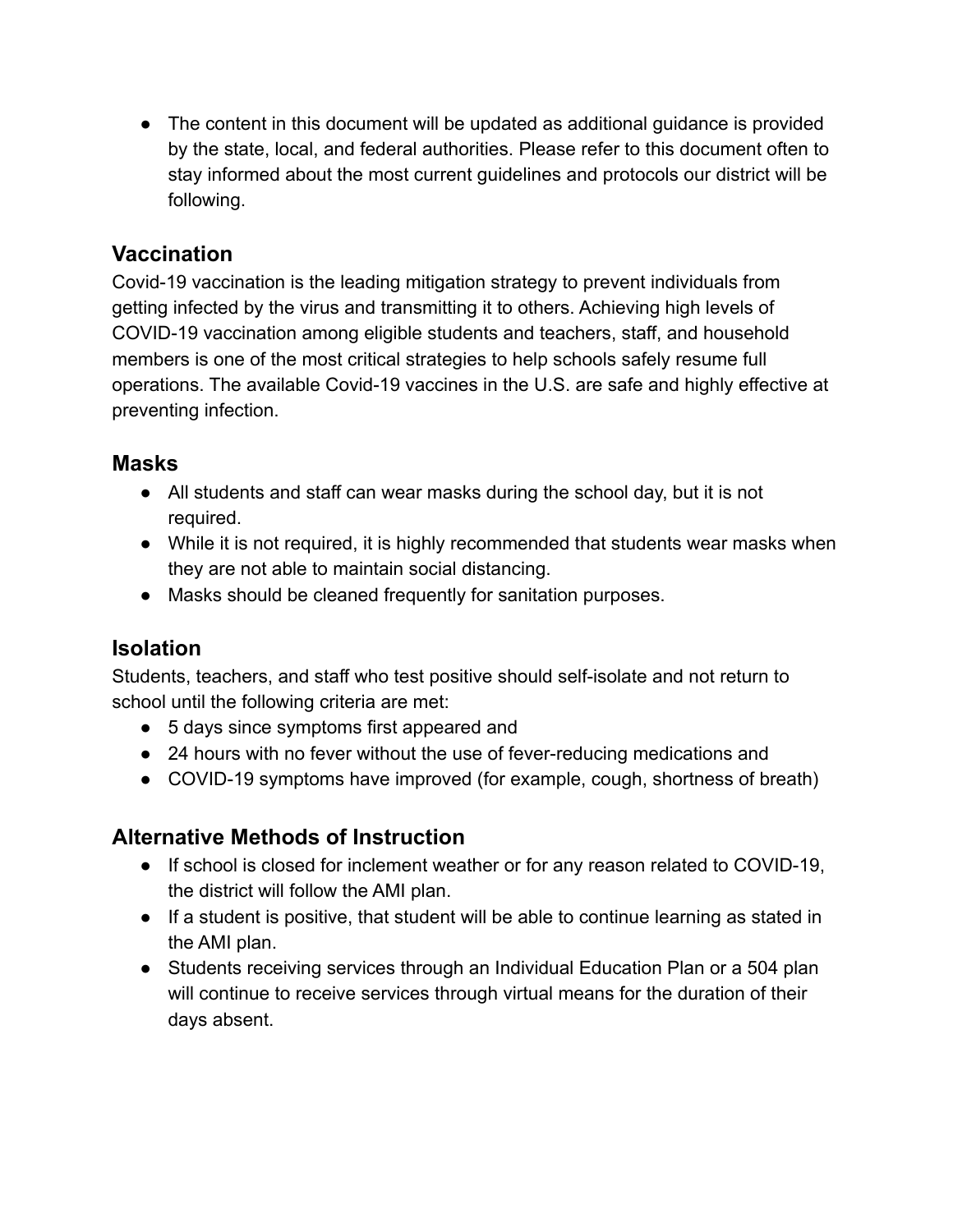- The content in this document will be updated as additional guidance is provided by the state, local, and federal authorities. Please refer to this document often to stay informed about the most current guidelines and protocols our district will be following.

## Vaccination

Covid-19 vaccination is the leading mitigation strategy to prevent individuals from getting infected by the virus and transmitting it to others. Achieving high levels of COVID-19 vaccination among eligible students and teachers, staff, and household members is one of the most critical strategies to help schools safely resume full operations. The available Covid-19 vaccines in the U.S. are safe and highly effective at preventing infection.

## Masks

- All students and staff can wear masks during the school day, but it is not required.
- While it is not required, it is highly recommended that students wear masks when they are not able to maintain social distancing.
- Masks should be cleaned frequently for sanitation purposes.

## Isolation

Students, teachers, and staff who test positive should self-isolate and not return to school until the following criteria are met:

- 5 days since symptoms first appeared and
- 24 hours with no fever without the use of fever-reducing medications and
- COVID-19 symptoms have improved (for example, cough, shortness of breath)

## Alternative Methods of Instruction

- If school is closed for inclement weather or for any reason related to COVID-19, the district will follow the AMI plan.
- If a student is positive, that student will be able to continue learning as stated in the AMI plan.
- Students receiving services through an Individual Education Plan or a 504 plan will continue to receive services through virtual means for the duration of their days absent.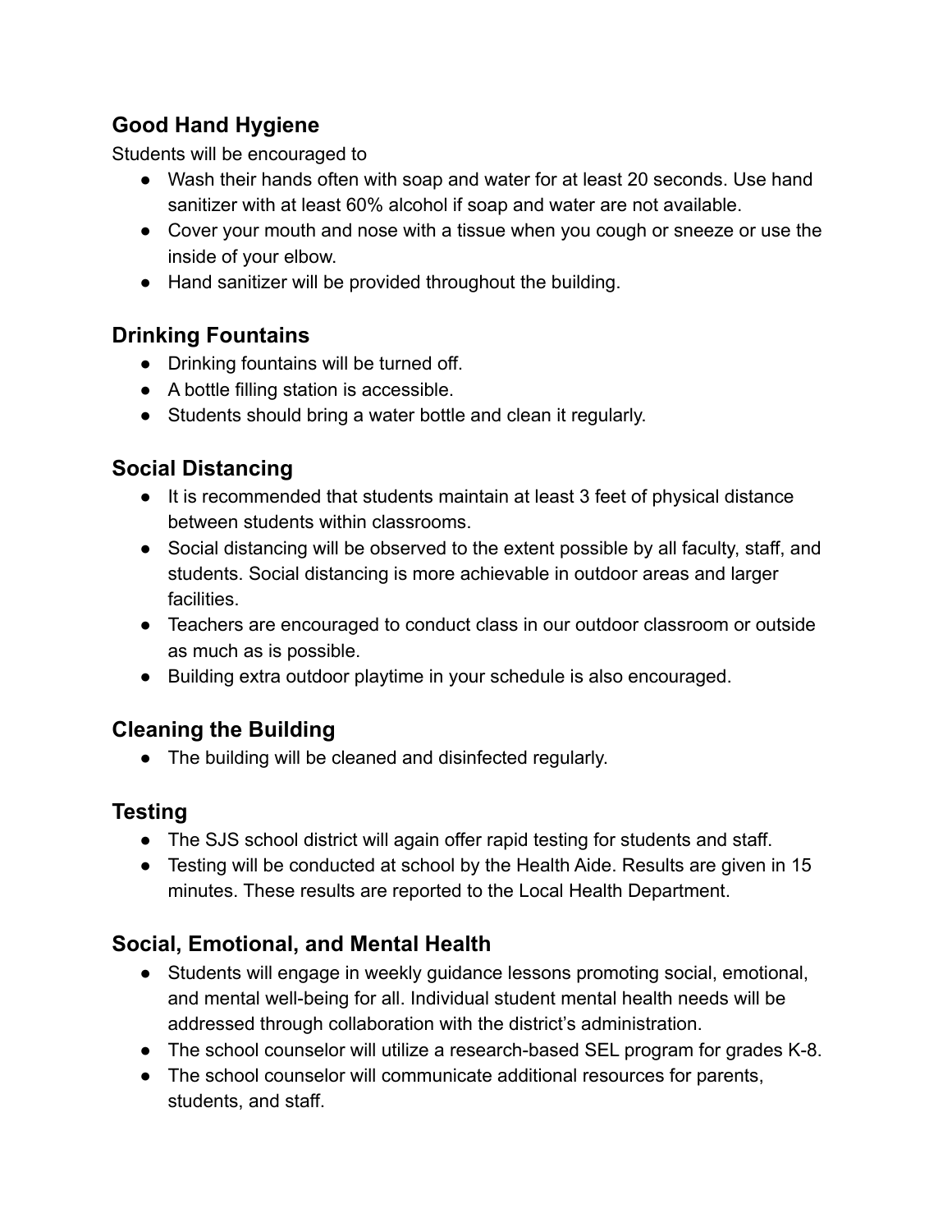## Good Hand Hygiene

Students will be encouraged to

- Wash their hands often with soap and water for at least 20 seconds. Use hand sanitizer with at least 60% alcohol if soap and water are not available.
- Cover your mouth and nose with a tissue when you cough or sneeze or use the inside of your elbow.
- Hand sanitizer will be provided throughout the building.

## Drinking Fountains

- Drinking fountains will be turned off.
- A bottle filling station is accessible.
- Students should bring a water bottle and clean it regularly.

## Social Distancing

- It is recommended that students maintain at least 3 feet of physical distance between students within classrooms.
- Social distancing will be observed to the extent possible by all faculty, staff, and students. Social distancing is more achievable in outdoor areas and larger facilities.
- Teachers are encouraged to conduct class in our outdoor classroom or outside as much as is possible.
- Building extra outdoor playtime in your schedule is also encouraged.

## Cleaning the Building

- The building will be cleaned and disinfected regularly.

## Testing

- The SJS school district will again offer rapid testing for students and staff.
- Testing will be conducted at school by the Health Aide. Results are given in 15 minutes. These results are reported to the Local Health Department.

## Social, Emotional, and Mental Health

- Students will engage in weekly guidance lessons promoting social, emotional, and mental well-being for all. Individual student mental health needs will be addressed through collaboration with the district's administration.
- The school counselor will utilize a research-based SEL program for grades K-8.
- The school counselor will communicate additional resources for parents, students, and staff.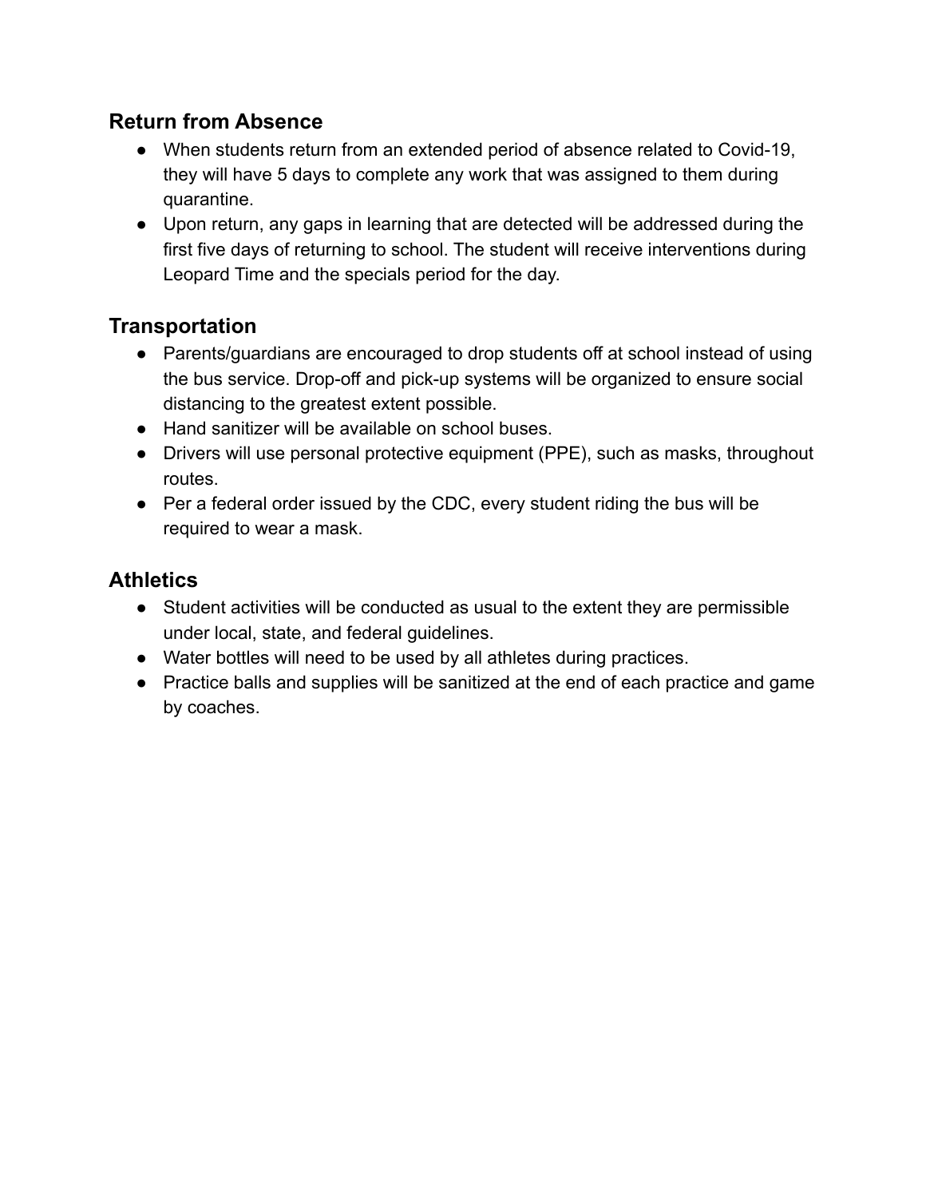## Return from Absence

- When students return from an extended period of absence related to Covid-19, they will have 5 days to complete any work that was assigned to them during quarantine.
- Upon return, any gaps in learning that are detected will be addressed during the first five days of returning to school. The student will receive interventions during Leopard Time and the specials period for the day.

## Transportation

- Parents/guardians are encouraged to drop students off at school instead of using the bus service. Drop-off and pick-up systems will be organized to ensure social distancing to the greatest extent possible.
- Hand sanitizer will be available on school buses.
- Drivers will use personal protective equipment (PPE), such as masks, throughout routes.
- Per a federal order issued by the CDC, every student riding the bus will be required to wear a mask.

## Athletics

- Student activities will be conducted as usual to the extent they are permissible under local, state, and federal guidelines.
- Water bottles will need to be used by all athletes during practices.
- Practice balls and supplies will be sanitized at the end of each practice and game by coaches.